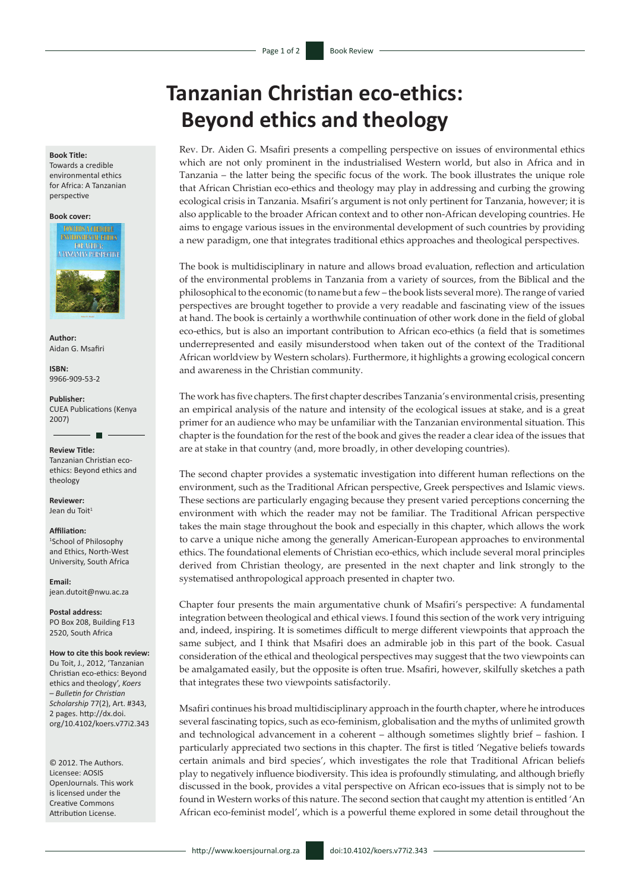# Tanzanian Christian eco-ethics: Beyond ethics and theology

**Book Title:**
Towards a credible environmental ethics for Africa: A Tanzanian perspective

**Book cover:**

**Author:**
Aidan G. Msafiri

**ISBN:**
9966-909-53-2

**Publisher:**
CUEA Publications (Kenya 2007)

**Review Title:**
Tanzanian Christian eco-ethics: Beyond ethics and theology

**Reviewer:**
Jean du Toit[1]

**Affiliation:**
[1]School of Philosophy and Ethics, North-West University, South Africa

**Email:**
jean.dutoit@nwu.ac.za

**Postal address:**
PO Box 208, Building F13
2520, South Africa

**How to cite this book review:**
Du Toit, J., 2012, 'Tanzanian Christian eco-ethics: Beyond ethics and theology', *Koers – Bulletin for Christian Scholarship* 77(2), Art. #343, 2 pages. http://dx.doi.org/10.4102/koers.v77i2.343

© 2012. The Authors. Licensee: AOSIS OpenJournals. This work is licensed under the Creative Commons Attribution License.

Rev. Dr. Aiden G. Msafiri presents a compelling perspective on issues of environmental ethics which are not only prominent in the industrialised Western world, but also in Africa and in Tanzania – the latter being the specific focus of the work. The book illustrates the unique role that African Christian eco-ethics and theology may play in addressing and curbing the growing ecological crisis in Tanzania. Msafiri's argument is not only pertinent for Tanzania, however; it is also applicable to the broader African context and to other non-African developing countries. He aims to engage various issues in the environmental development of such countries by providing a new paradigm, one that integrates traditional ethics approaches and theological perspectives.

The book is multidisciplinary in nature and allows broad evaluation, reflection and articulation of the environmental problems in Tanzania from a variety of sources, from the Biblical and the philosophical to the economic (to name but a few – the book lists several more). The range of varied perspectives are brought together to provide a very readable and fascinating view of the issues at hand. The book is certainly a worthwhile continuation of other work done in the field of global eco-ethics, but is also an important contribution to African eco-ethics (a field that is sometimes underrepresented and easily misunderstood when taken out of the context of the Traditional African worldview by Western scholars). Furthermore, it highlights a growing ecological concern and awareness in the Christian community.

The work has five chapters. The first chapter describes Tanzania's environmental crisis, presenting an empirical analysis of the nature and intensity of the ecological issues at stake, and is a great primer for an audience who may be unfamiliar with the Tanzanian environmental situation. This chapter is the foundation for the rest of the book and gives the reader a clear idea of the issues that are at stake in that country (and, more broadly, in other developing countries).

The second chapter provides a systematic investigation into different human reflections on the environment, such as the Traditional African perspective, Greek perspectives and Islamic views. These sections are particularly engaging because they present varied perceptions concerning the environment with which the reader may not be familiar. The Traditional African perspective takes the main stage throughout the book and especially in this chapter, which allows the work to carve a unique niche among the generally American-European approaches to environmental ethics. The foundational elements of Christian eco-ethics, which include several moral principles derived from Christian theology, are presented in the next chapter and link strongly to the systematised anthropological approach presented in chapter two.

Chapter four presents the main argumentative chunk of Msafiri's perspective: A fundamental integration between theological and ethical views. I found this section of the work very intriguing and, indeed, inspiring. It is sometimes difficult to merge different viewpoints that approach the same subject, and I think that Msafiri does an admirable job in this part of the book. Casual consideration of the ethical and theological perspectives may suggest that the two viewpoints can be amalgamated easily, but the opposite is often true. Msafiri, however, skilfully sketches a path that integrates these two viewpoints satisfactorily.

Msafiri continues his broad multidisciplinary approach in the fourth chapter, where he introduces several fascinating topics, such as eco-feminism, globalisation and the myths of unlimited growth and technological advancement in a coherent – although sometimes slightly brief – fashion. I particularly appreciated two sections in this chapter. The first is titled 'Negative beliefs towards certain animals and bird species', which investigates the role that Traditional African beliefs play to negatively influence biodiversity. This idea is profoundly stimulating, and although briefly discussed in the book, provides a vital perspective on African eco-issues that is simply not to be found in Western works of this nature. The second section that caught my attention is entitled 'An African eco-feminist model', which is a powerful theme explored in some detail throughout the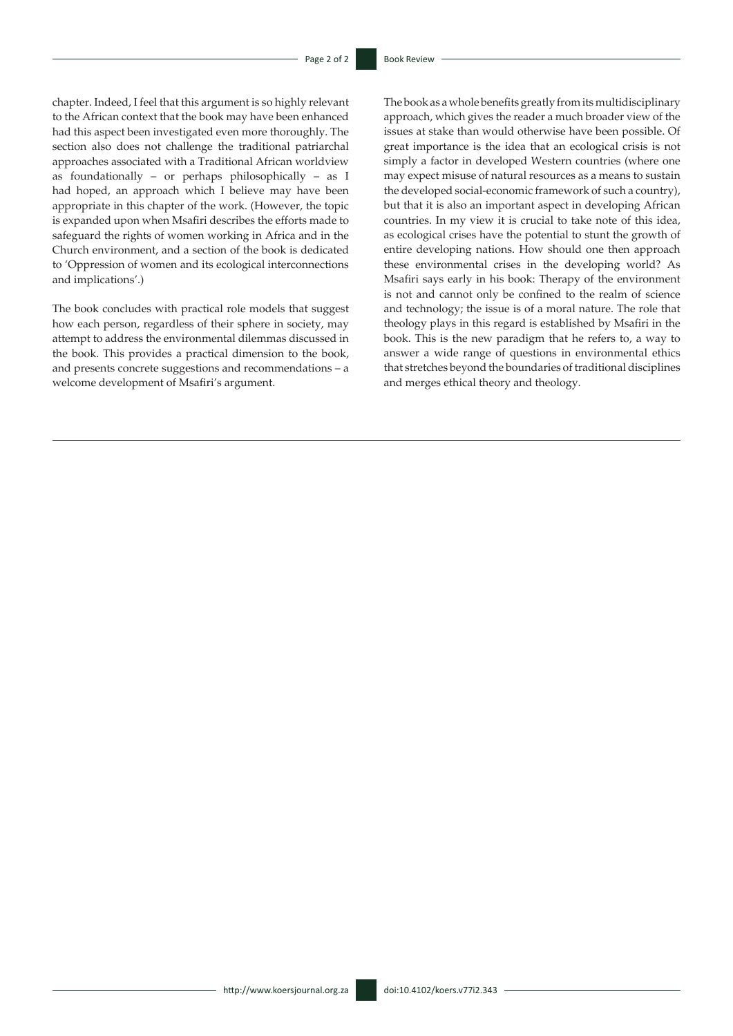chapter. Indeed, I feel that this argument is so highly relevant to the African context that the book may have been enhanced had this aspect been investigated even more thoroughly. The section also does not challenge the traditional patriarchal approaches associated with a Traditional African worldview as foundationally – or perhaps philosophically – as I had hoped, an approach which I believe may have been appropriate in this chapter of the work. (However, the topic is expanded upon when Msafiri describes the efforts made to safeguard the rights of women working in Africa and in the Church environment, and a section of the book is dedicated to 'Oppression of women and its ecological interconnections and implications'.)

The book concludes with practical role models that suggest how each person, regardless of their sphere in society, may attempt to address the environmental dilemmas discussed in the book. This provides a practical dimension to the book, and presents concrete suggestions and recommendations – a welcome development of Msafiri's argument.

The book as a whole benefits greatly from its multidisciplinary approach, which gives the reader a much broader view of the issues at stake than would otherwise have been possible. Of great importance is the idea that an ecological crisis is not simply a factor in developed Western countries (where one may expect misuse of natural resources as a means to sustain the developed social-economic framework of such a country), but that it is also an important aspect in developing African countries. In my view it is crucial to take note of this idea, as ecological crises have the potential to stunt the growth of entire developing nations. How should one then approach these environmental crises in the developing world? As Msafiri says early in his book: Therapy of the environment is not and cannot only be confined to the realm of science and technology; the issue is of a moral nature. The role that theology plays in this regard is established by Msafiri in the book. This is the new paradigm that he refers to, a way to answer a wide range of questions in environmental ethics that stretches beyond the boundaries of traditional disciplines and merges ethical theory and theology.